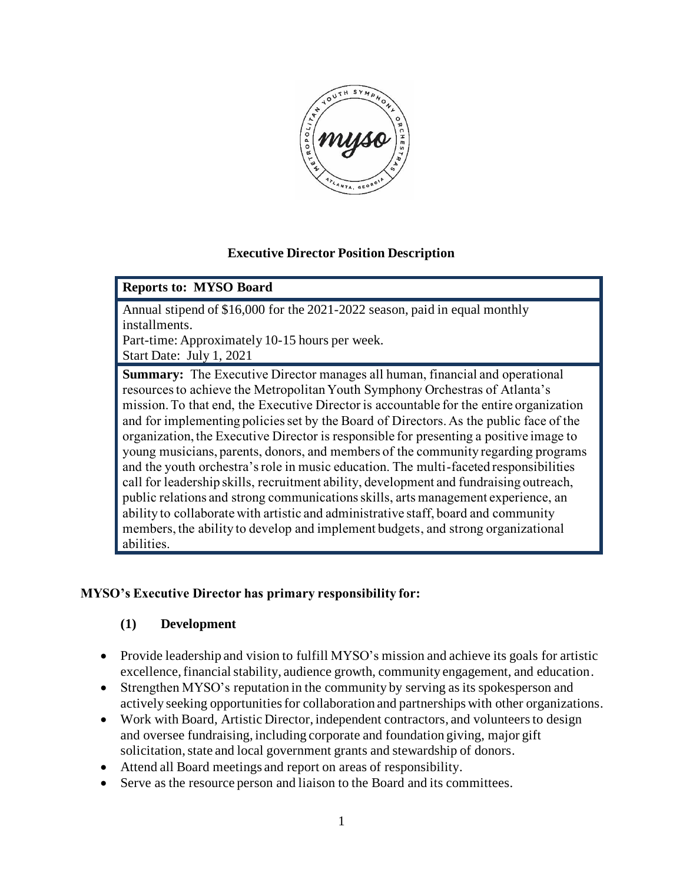# Executive Director Position Description

| **Reports to: MYSO Board** |
| --- |
| Annual stipend of $16,000 for the 2021-2022 season, paid in equal monthly installments.<br>Part-time: Approximately 10-15 hours per week.<br>Start Date: July 1, 2021 |
| **Summary:** The Executive Director manages all human, financial and operational resources to achieve the Metropolitan Youth Symphony Orchestras of Atlanta's mission. To that end, the Executive Director is accountable for the entire organization and for implementing policies set by the Board of Directors. As the public face of the organization, the Executive Director is responsible for presenting a positive image to young musicians, parents, donors, and members of the community regarding programs and the youth orchestra's role in music education. The multi-faceted responsibilities call for leadership skills, recruitment ability, development and fundraising outreach, public relations and strong communications skills, arts management experience, an ability to collaborate with artistic and administrative staff, board and community members, the ability to develop and implement budgets, and strong organizational abilities. |

## MYSO's Executive Director has primary responsibility for:

### (1) Development

- Provide leadership and vision to fulfill MYSO's mission and achieve its goals for artistic excellence, financial stability, audience growth, community engagement, and education.
- Strengthen MYSO's reputation in the community by serving as its spokesperson and actively seeking opportunities for collaboration and partnerships with other organizations.
- Work with Board, Artistic Director, independent contractors, and volunteers to design and oversee fundraising, including corporate and foundation giving, major gift solicitation, state and local government grants and stewardship of donors.
- Attend all Board meetings and report on areas of responsibility.
- Serve as the resource person and liaison to the Board and its committees.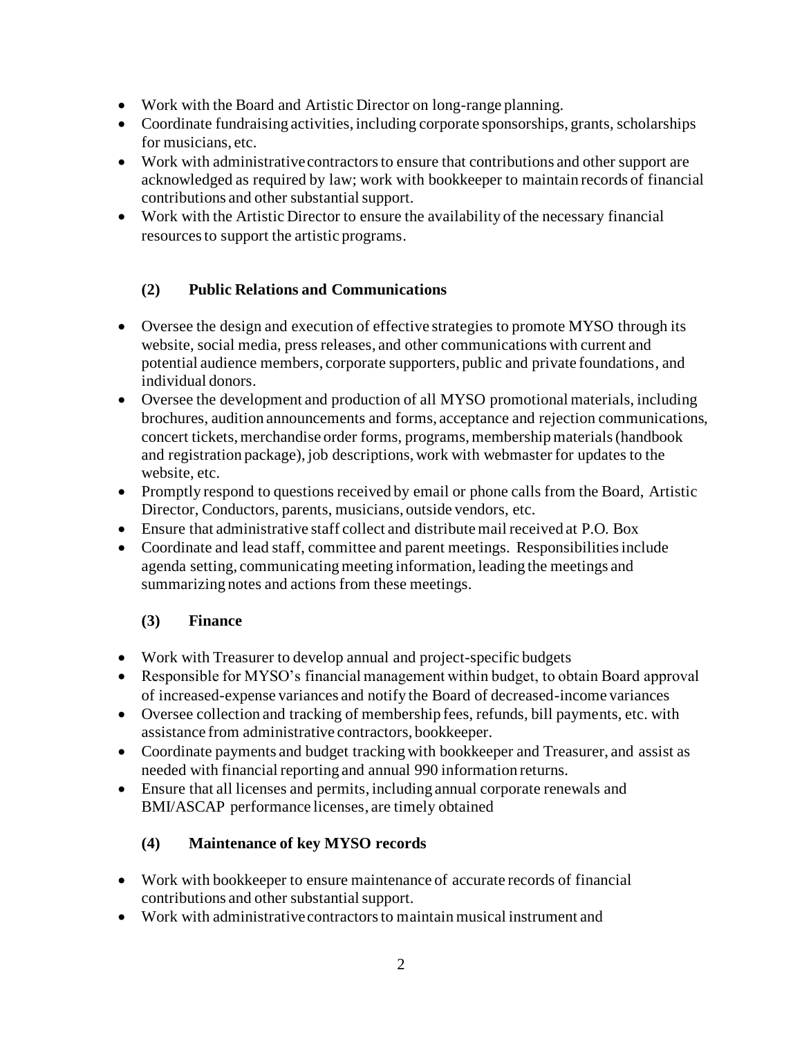- Work with the Board and Artistic Director on long-range planning.
- Coordinate fundraising activities, including corporate sponsorships, grants, scholarships for musicians, etc.
- Work with administrative contractors to ensure that contributions and other support are acknowledged as required by law; work with bookkeeper to maintain records of financial contributions and other substantial support.
- Work with the Artistic Director to ensure the availability of the necessary financial resources to support the artistic programs.

### (2) Public Relations and Communications

- Oversee the design and execution of effective strategies to promote MYSO through its website, social media, press releases, and other communications with current and potential audience members, corporate supporters, public and private foundations, and individual donors.
- Oversee the development and production of all MYSO promotional materials, including brochures, audition announcements and forms, acceptance and rejection communications, concert tickets, merchandise order forms, programs, membership materials (handbook and registration package), job descriptions, work with webmaster for updates to the website, etc.
- Promptly respond to questions received by email or phone calls from the Board, Artistic Director, Conductors, parents, musicians, outside vendors, etc.
- Ensure that administrative staff collect and distribute mail received at P.O. Box
- Coordinate and lead staff, committee and parent meetings. Responsibilities include agenda setting, communicating meeting information, leading the meetings and summarizing notes and actions from these meetings.

### (3) Finance

- Work with Treasurer to develop annual and project-specific budgets
- Responsible for MYSO's financial management within budget, to obtain Board approval of increased-expense variances and notify the Board of decreased-income variances
- Oversee collection and tracking of membership fees, refunds, bill payments, etc. with assistance from administrative contractors, bookkeeper.
- Coordinate payments and budget tracking with bookkeeper and Treasurer, and assist as needed with financial reporting and annual 990 information returns.
- Ensure that all licenses and permits, including annual corporate renewals and BMI/ASCAP performance licenses, are timely obtained

### (4) Maintenance of key MYSO records

- Work with bookkeeper to ensure maintenance of accurate records of financial contributions and other substantial support.
- Work with administrative contractors to maintain musical instrument and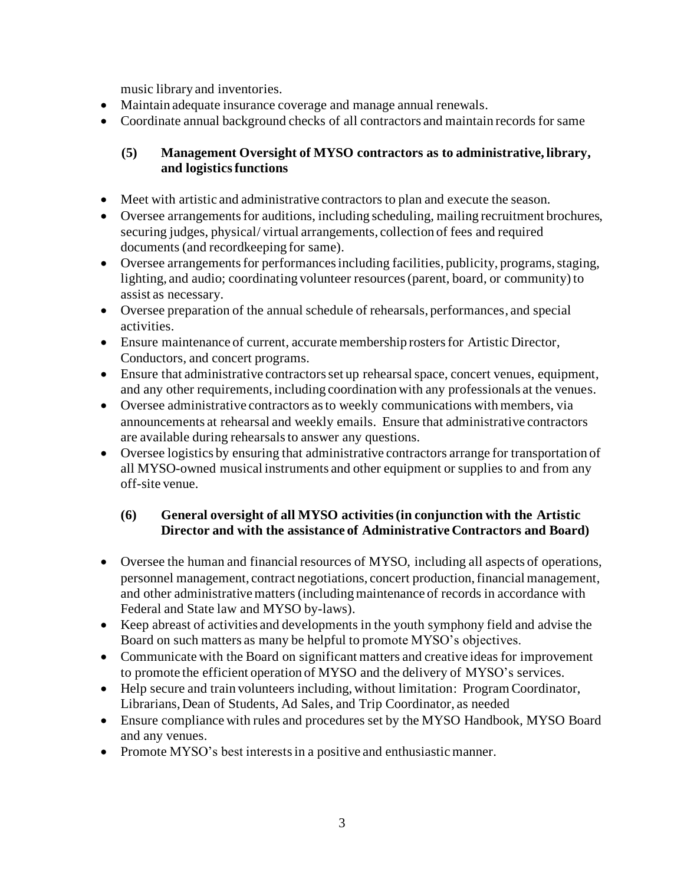music library and inventories.

- Maintain adequate insurance coverage and manage annual renewals.
- Coordinate annual background checks of all contractors and maintain records for same

### (5) Management Oversight of MYSO contractors as to administrative, library, and logistics functions

- Meet with artistic and administrative contractors to plan and execute the season.
- Oversee arrangements for auditions, including scheduling, mailing recruitment brochures, securing judges, physical/ virtual arrangements, collection of fees and required documents (and recordkeeping for same).
- Oversee arrangements for performances including facilities, publicity, programs, staging, lighting, and audio; coordinating volunteer resources (parent, board, or community) to assist as necessary.
- Oversee preparation of the annual schedule of rehearsals, performances, and special activities.
- Ensure maintenance of current, accurate membership rosters for Artistic Director, Conductors, and concert programs.
- Ensure that administrative contractors set up rehearsal space, concert venues, equipment, and any other requirements, including coordination with any professionals at the venues.
- Oversee administrative contractors as to weekly communications with members, via announcements at rehearsal and weekly emails. Ensure that administrative contractors are available during rehearsals to answer any questions.
- Oversee logistics by ensuring that administrative contractors arrange for transportation of all MYSO-owned musical instruments and other equipment or supplies to and from any off-site venue.

### (6) General oversight of all MYSO activities (in conjunction with the Artistic Director and with the assistance of Administrative Contractors and Board)

- Oversee the human and financial resources of MYSO, including all aspects of operations, personnel management, contract negotiations, concert production, financial management, and other administrative matters (including maintenance of records in accordance with Federal and State law and MYSO by-laws).
- Keep abreast of activities and developments in the youth symphony field and advise the Board on such matters as many be helpful to promote MYSO's objectives.
- Communicate with the Board on significant matters and creative ideas for improvement to promote the efficient operation of MYSO and the delivery of MYSO's services.
- Help secure and train volunteers including, without limitation: Program Coordinator, Librarians, Dean of Students, Ad Sales, and Trip Coordinator, as needed
- Ensure compliance with rules and procedures set by the MYSO Handbook, MYSO Board and any venues.
- Promote MYSO's best interests in a positive and enthusiastic manner.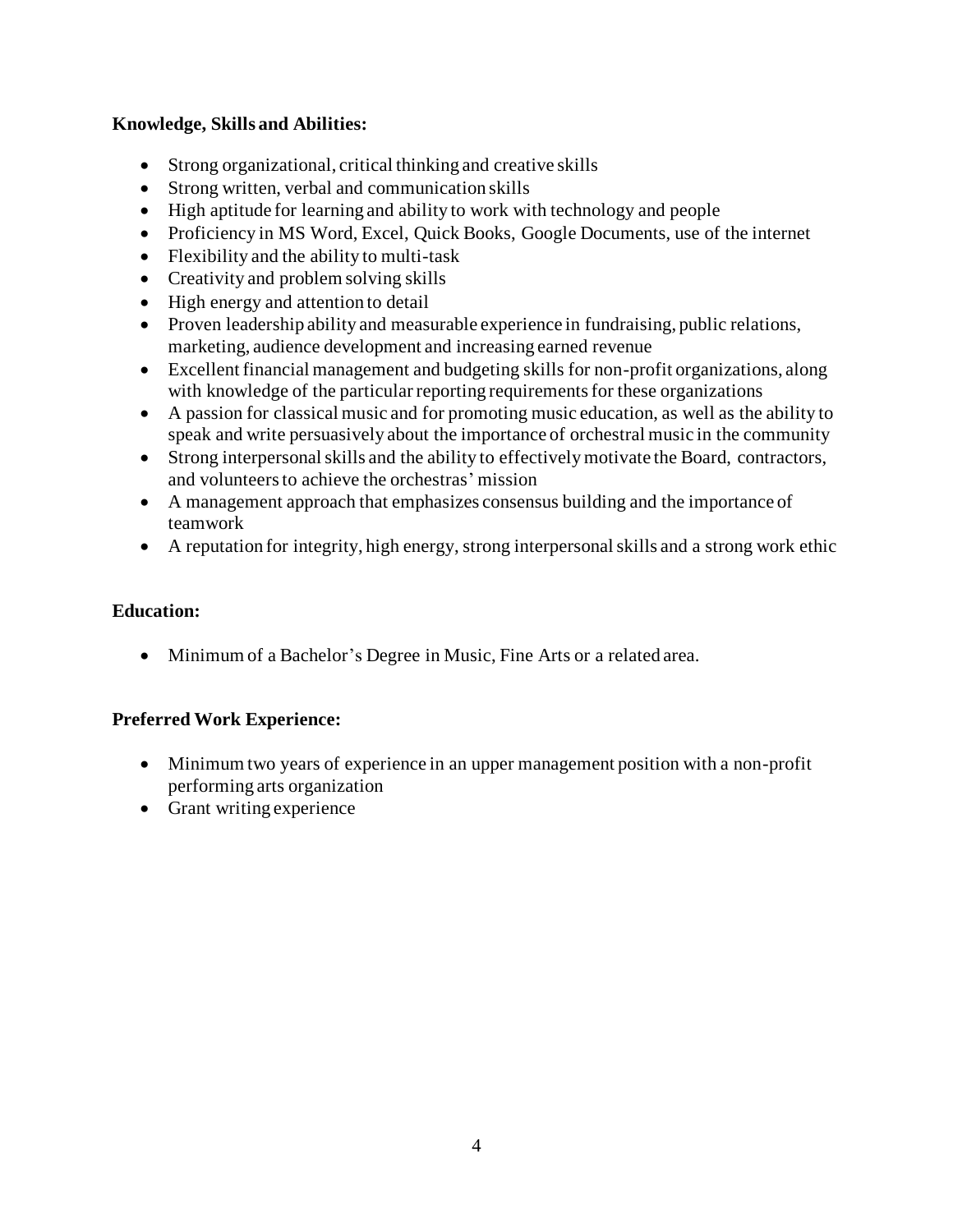**Knowledge, Skills and Abilities:**

- Strong organizational, critical thinking and creative skills
- Strong written, verbal and communication skills
- High aptitude for learning and ability to work with technology and people
- Proficiency in MS Word, Excel, Quick Books, Google Documents, use of the internet
- Flexibility and the ability to multi-task
- Creativity and problem solving skills
- High energy and attention to detail
- Proven leadership ability and measurable experience in fundraising, public relations, marketing, audience development and increasing earned revenue
- Excellent financial management and budgeting skills for non-profit organizations, along with knowledge of the particular reporting requirements for these organizations
- A passion for classical music and for promoting music education, as well as the ability to speak and write persuasively about the importance of orchestral music in the community
- Strong interpersonal skills and the ability to effectively motivate the Board, contractors, and volunteers to achieve the orchestras' mission
- A management approach that emphasizes consensus building and the importance of teamwork
- A reputation for integrity, high energy, strong interpersonal skills and a strong work ethic

**Education:**

- Minimum of a Bachelor's Degree in Music, Fine Arts or a related area.

**Preferred Work Experience:**

- Minimum two years of experience in an upper management position with a non-profit performing arts organization
- Grant writing experience